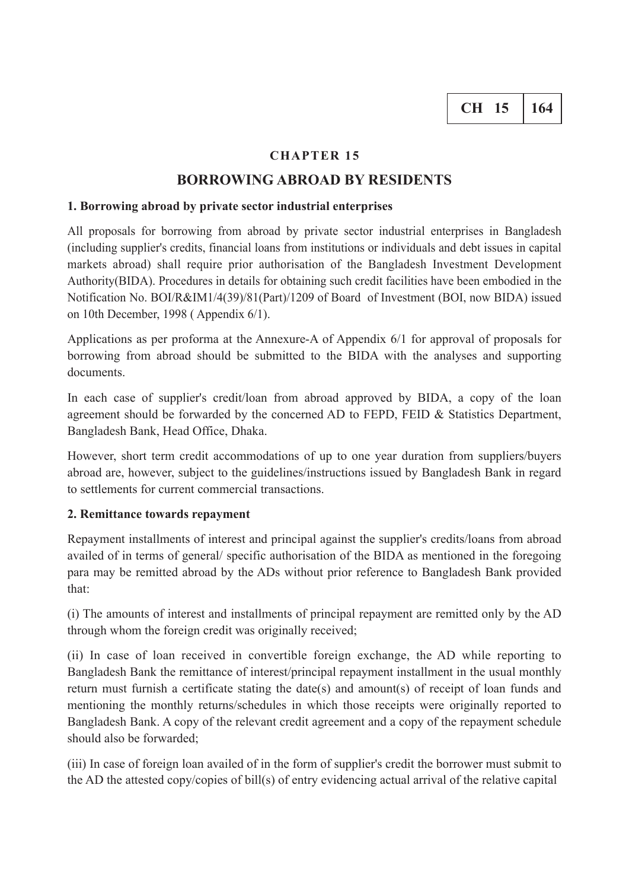# CHAPTER 15

## BORROWING ABROAD BY RESIDENTS

### 1. Borrowing abroad by private sector industrial enterprises

All proposals for borrowing from abroad by private sector industrial enterprises in Bangladesh (including supplier's credits, financial loans from institutions or individuals and debt issues in capital markets abroad) shall require prior authorisation of the Bangladesh Investment Development Authority(BIDA). Procedures in details for obtaining such credit facilities have been embodied in the Notification No. BOI/R&IM1/4(39)/81(Part)/1209 of Board of Investment (BOI, now BIDA) issued on 10th December, 1998 ( Appendix 6/1).

Applications as per proforma at the Annexure-A of Appendix 6/1 for approval of proposals for borrowing from abroad should be submitted to the BIDA with the analyses and supporting documents.

In each case of supplier's credit/loan from abroad approved by BIDA, a copy of the loan agreement should be forwarded by the concerned AD to FEPD, FEID & Statistics Department, Bangladesh Bank, Head Office, Dhaka.

However, short term credit accommodations of up to one year duration from suppliers/buyers abroad are, however, subject to the guidelines/instructions issued by Bangladesh Bank in regard to settlements for current commercial transactions.

### 2. Remittance towards repayment

Repayment installments of interest and principal against the supplier's credits/loans from abroad availed of in terms of general/ specific authorisation of the BIDA as mentioned in the foregoing para may be remitted abroad by the ADs without prior reference to Bangladesh Bank provided that:

(i) The amounts of interest and installments of principal repayment are remitted only by the AD through whom the foreign credit was originally received;

(ii) In case of loan received in convertible foreign exchange, the AD while reporting to Bangladesh Bank the remittance of interest/principal repayment installment in the usual monthly return must furnish a certificate stating the date(s) and amount(s) of receipt of loan funds and mentioning the monthly returns/schedules in which those receipts were originally reported to Bangladesh Bank. A copy of the relevant credit agreement and a copy of the repayment schedule should also be forwarded;

(iii) In case of foreign loan availed of in the form of supplier's credit the borrower must submit to the AD the attested copy/copies of bill(s) of entry evidencing actual arrival of the relative capital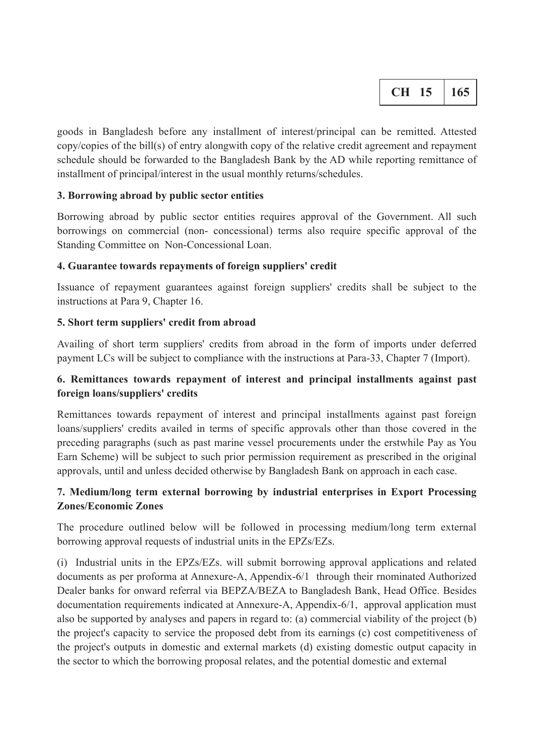goods in Bangladesh before any installment of interest/principal can be remitted. Attested copy/copies of the bill(s) of entry alongwith copy of the relative credit agreement and repayment schedule should be forwarded to the Bangladesh Bank by the AD while reporting remittance of installment of principal/interest in the usual monthly returns/schedules.

**3. Borrowing abroad by public sector entities**

Borrowing abroad by public sector entities requires approval of the Government. All such borrowings on commercial (non- concessional) terms also require specific approval of the Standing Committee on Non-Concessional Loan.

**4. Guarantee towards repayments of foreign suppliers' credit**

Issuance of repayment guarantees against foreign suppliers' credits shall be subject to the instructions at Para 9, Chapter 16.

**5. Short term suppliers' credit from abroad**

Availing of short term suppliers' credits from abroad in the form of imports under deferred payment LCs will be subject to compliance with the instructions at Para-33, Chapter 7 (Import).

**6. Remittances towards repayment of interest and principal installments against past foreign loans/suppliers' credits**

Remittances towards repayment of interest and principal installments against past foreign loans/suppliers' credits availed in terms of specific approvals other than those covered in the preceding paragraphs (such as past marine vessel procurements under the erstwhile Pay as You Earn Scheme) will be subject to such prior permission requirement as prescribed in the original approvals, until and unless decided otherwise by Bangladesh Bank on approach in each case.

**7. Medium/long term external borrowing by industrial enterprises in Export Processing Zones/Economic Zones**

The procedure outlined below will be followed in processing medium/long term external borrowing approval requests of industrial units in the EPZs/EZs.

(i) Industrial units in the EPZs/EZs. will submit borrowing approval applications and related documents as per proforma at Annexure-A, Appendix-6/1 through their rnominated Authorized Dealer banks for onward referral via BEPZA/BEZA to Bangladesh Bank, Head Office. Besides documentation requirements indicated at Annexure-A, Appendix-6/1, approval application must also be supported by analyses and papers in regard to: (a) commercial viability of the project (b) the project's capacity to service the proposed debt from its earnings (c) cost competitiveness of the project's outputs in domestic and external markets (d) existing domestic output capacity in the sector to which the borrowing proposal relates, and the potential domestic and external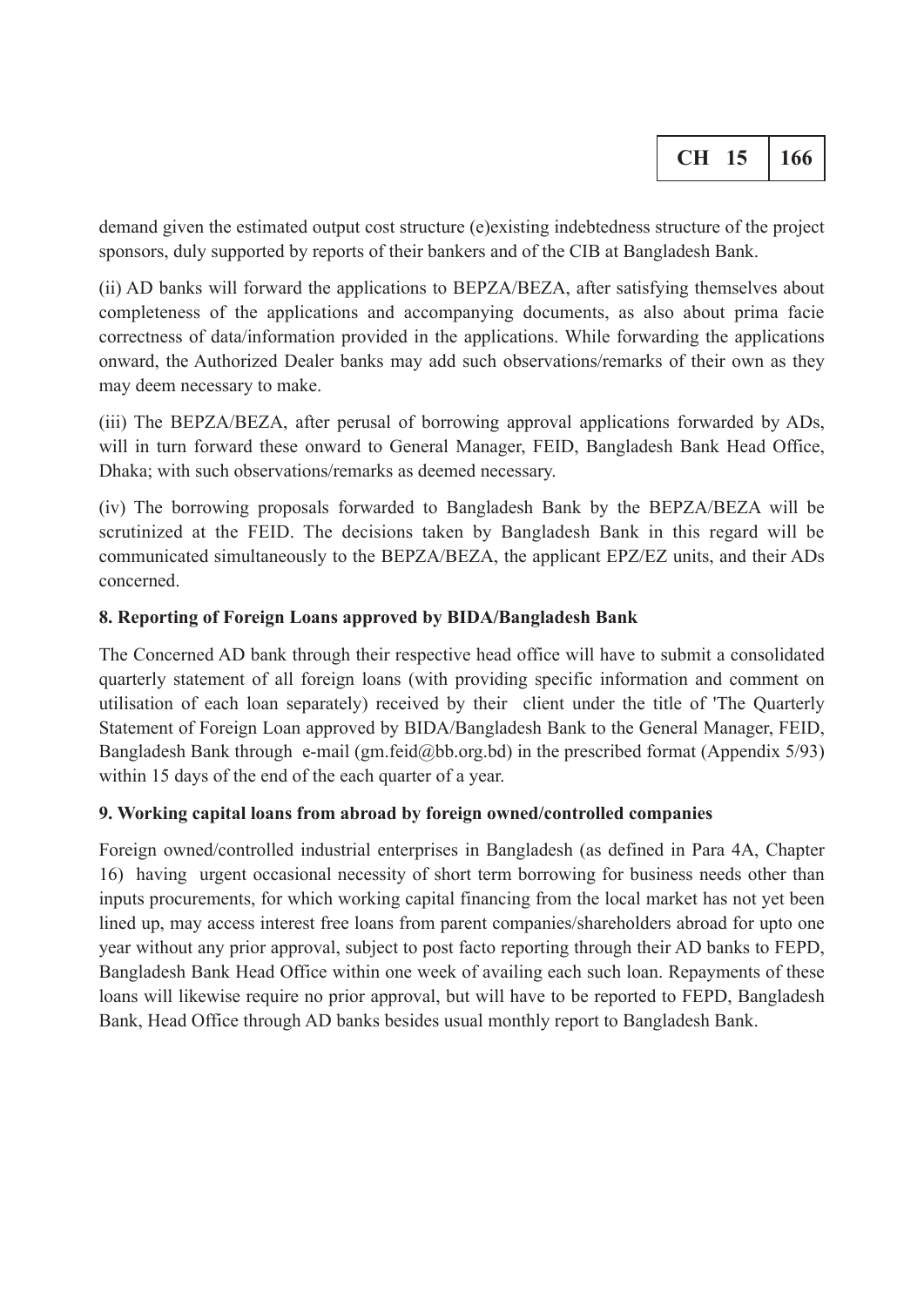demand given the estimated output cost structure (e)existing indebtedness structure of the project sponsors, duly supported by reports of their bankers and of the CIB at Bangladesh Bank.

(ii) AD banks will forward the applications to BEPZA/BEZA, after satisfying themselves about completeness of the applications and accompanying documents, as also about prima facie correctness of data/information provided in the applications. While forwarding the applications onward, the Authorized Dealer banks may add such observations/remarks of their own as they may deem necessary to make.

(iii) The BEPZA/BEZA, after perusal of borrowing approval applications forwarded by ADs, will in turn forward these onward to General Manager, FEID, Bangladesh Bank Head Office, Dhaka; with such observations/remarks as deemed necessary.

(iv) The borrowing proposals forwarded to Bangladesh Bank by the BEPZA/BEZA will be scrutinized at the FEID. The decisions taken by Bangladesh Bank in this regard will be communicated simultaneously to the BEPZA/BEZA, the applicant EPZ/EZ units, and their ADs concerned.

**8. Reporting of Foreign Loans approved by BIDA/Bangladesh Bank**

The Concerned AD bank through their respective head office will have to submit a consolidated quarterly statement of all foreign loans (with providing specific information and comment on utilisation of each loan separately) received by their client under the title of 'The Quarterly Statement of Foreign Loan approved by BIDA/Bangladesh Bank to the General Manager, FEID, Bangladesh Bank through e-mail (gm.feid@bb.org.bd) in the prescribed format (Appendix 5/93) within 15 days of the end of the each quarter of a year.

**9. Working capital loans from abroad by foreign owned/controlled companies**

Foreign owned/controlled industrial enterprises in Bangladesh (as defined in Para 4A, Chapter 16) having urgent occasional necessity of short term borrowing for business needs other than inputs procurements, for which working capital financing from the local market has not yet been lined up, may access interest free loans from parent companies/shareholders abroad for upto one year without any prior approval, subject to post facto reporting through their AD banks to FEPD, Bangladesh Bank Head Office within one week of availing each such loan. Repayments of these loans will likewise require no prior approval, but will have to be reported to FEPD, Bangladesh Bank, Head Office through AD banks besides usual monthly report to Bangladesh Bank.